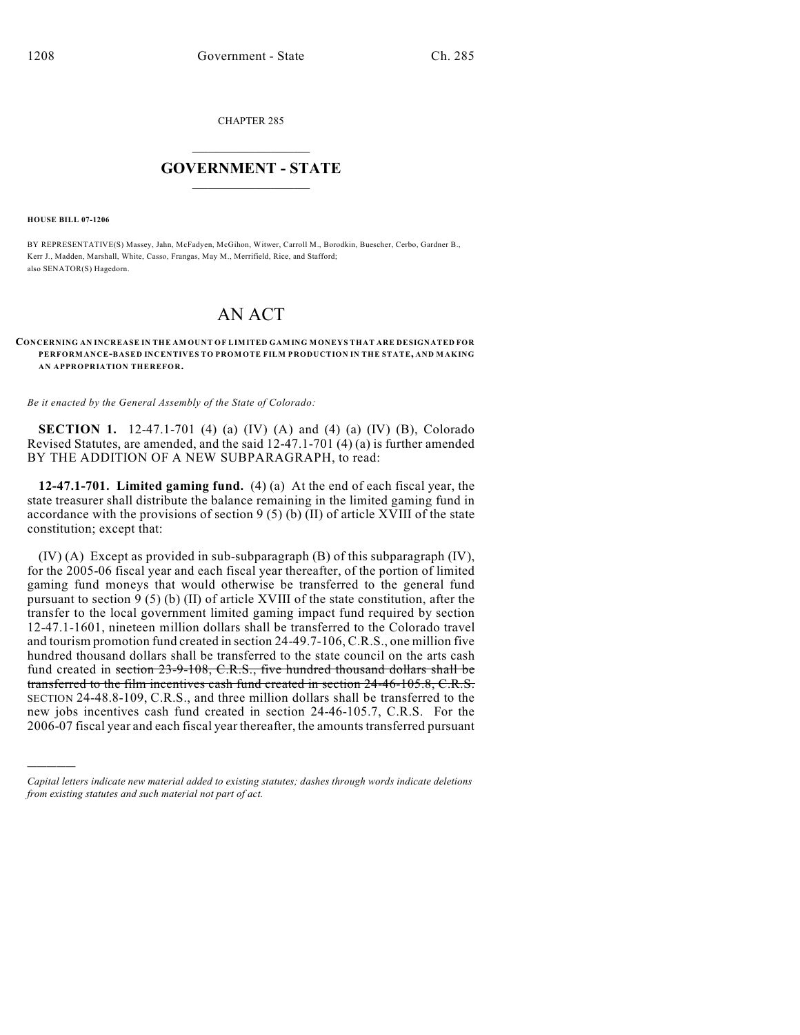CHAPTER 285

## GOVERNMENT - STATE

**HOUSE BILL 07-1206**

BY REPRESENTATIVE(S) Massey, Jahn, McFadyen, McGihon, Witwer, Carroll M., Borodkin, Buescher, Cerbo, Gardner B., Kerr J., Madden, Marshall, White, Casso, Frangas, May M., Merrifield, Rice, and Stafford;
also SENATOR(S) Hagedorn.

# AN ACT

**CONCERNING AN INCREASE IN THE AMOUNT OF LIMITED GAMING MONEYS THAT ARE DESIGNATED FOR PERFORMANCE-BASED INCENTIVES TO PROMOTE FILM PRODUCTION IN THE STATE, AND MAKING AN APPROPRIATION THEREFOR.**

*Be it enacted by the General Assembly of the State of Colorado:*

**SECTION 1.** 12-47.1-701 (4) (a) (IV) (A) and (4) (a) (IV) (B), Colorado Revised Statutes, are amended, and the said 12-47.1-701 (4) (a) is further amended BY THE ADDITION OF A NEW SUBPARAGRAPH, to read:

**12-47.1-701. Limited gaming fund.** (4) (a) At the end of each fiscal year, the state treasurer shall distribute the balance remaining in the limited gaming fund in accordance with the provisions of section 9 (5) (b) (II) of article XVIII of the state constitution; except that:

(IV) (A) Except as provided in sub-subparagraph (B) of this subparagraph (IV), for the 2005-06 fiscal year and each fiscal year thereafter, of the portion of limited gaming fund moneys that would otherwise be transferred to the general fund pursuant to section 9 (5) (b) (II) of article XVIII of the state constitution, after the transfer to the local government limited gaming impact fund required by section 12-47.1-1601, nineteen million dollars shall be transferred to the Colorado travel and tourism promotion fund created in section 24-49.7-106, C.R.S., one million five hundred thousand dollars shall be transferred to the state council on the arts cash fund created in ~~section 23-9-108, C.R.S., five hundred thousand dollars shall be transferred to the film incentives cash fund created in section 24-46-105.8, C.R.S.~~ SECTION 24-48.8-109, C.R.S., and three million dollars shall be transferred to the new jobs incentives cash fund created in section 24-46-105.7, C.R.S. For the 2006-07 fiscal year and each fiscal year thereafter, the amounts transferred pursuant

*Capital letters indicate new material added to existing statutes; dashes through words indicate deletions from existing statutes and such material not part of act.*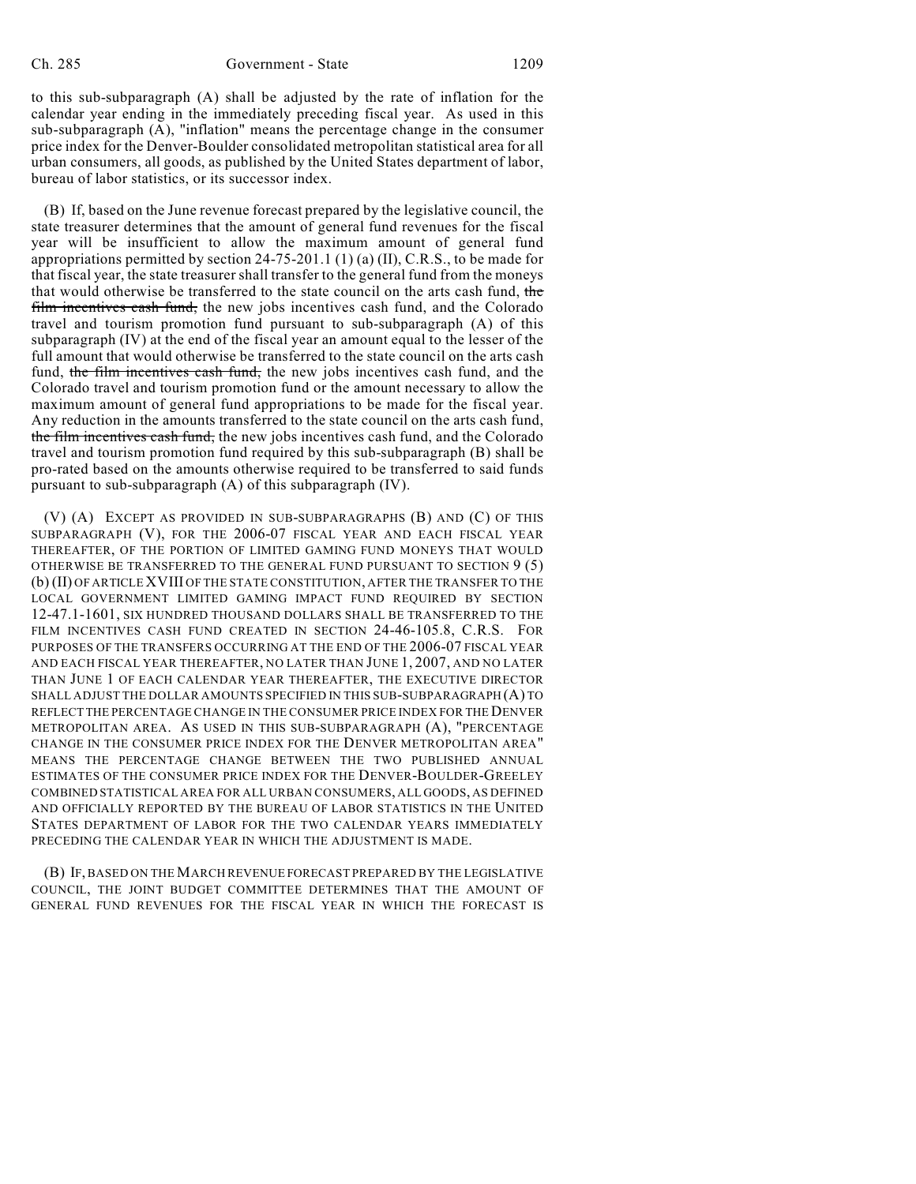to this sub-subparagraph (A) shall be adjusted by the rate of inflation for the calendar year ending in the immediately preceding fiscal year. As used in this sub-subparagraph (A), "inflation" means the percentage change in the consumer price index for the Denver-Boulder consolidated metropolitan statistical area for all urban consumers, all goods, as published by the United States department of labor, bureau of labor statistics, or its successor index.

(B) If, based on the June revenue forecast prepared by the legislative council, the state treasurer determines that the amount of general fund revenues for the fiscal year will be insufficient to allow the maximum amount of general fund appropriations permitted by section 24-75-201.1 (1) (a) (II), C.R.S., to be made for that fiscal year, the state treasurer shall transfer to the general fund from the moneys that would otherwise be transferred to the state council on the arts cash fund, ~~the film incentives cash fund,~~ the new jobs incentives cash fund, and the Colorado travel and tourism promotion fund pursuant to sub-subparagraph (A) of this subparagraph (IV) at the end of the fiscal year an amount equal to the lesser of the full amount that would otherwise be transferred to the state council on the arts cash fund, ~~the film incentives cash fund,~~ the new jobs incentives cash fund, and the Colorado travel and tourism promotion fund or the amount necessary to allow the maximum amount of general fund appropriations to be made for the fiscal year. Any reduction in the amounts transferred to the state council on the arts cash fund, ~~the film incentives cash fund,~~ the new jobs incentives cash fund, and the Colorado travel and tourism promotion fund required by this sub-subparagraph (B) shall be pro-rated based on the amounts otherwise required to be transferred to said funds pursuant to sub-subparagraph (A) of this subparagraph (IV).

(V) (A) EXCEPT AS PROVIDED IN SUB-SUBPARAGRAPHS (B) AND (C) OF THIS SUBPARAGRAPH (V), FOR THE 2006-07 FISCAL YEAR AND EACH FISCAL YEAR THEREAFTER, OF THE PORTION OF LIMITED GAMING FUND MONEYS THAT WOULD OTHERWISE BE TRANSFERRED TO THE GENERAL FUND PURSUANT TO SECTION 9 (5) (b) (II) OF ARTICLE XVIII OF THE STATE CONSTITUTION, AFTER THE TRANSFER TO THE LOCAL GOVERNMENT LIMITED GAMING IMPACT FUND REQUIRED BY SECTION 12-47.1-1601, SIX HUNDRED THOUSAND DOLLARS SHALL BE TRANSFERRED TO THE FILM INCENTIVES CASH FUND CREATED IN SECTION 24-46-105.8, C.R.S. FOR PURPOSES OF THE TRANSFERS OCCURRING AT THE END OF THE 2006-07 FISCAL YEAR AND EACH FISCAL YEAR THEREAFTER, NO LATER THAN JUNE 1, 2007, AND NO LATER THAN JUNE 1 OF EACH CALENDAR YEAR THEREAFTER, THE EXECUTIVE DIRECTOR SHALL ADJUST THE DOLLAR AMOUNTS SPECIFIED IN THIS SUB-SUBPARAGRAPH (A) TO REFLECT THE PERCENTAGE CHANGE IN THE CONSUMER PRICE INDEX FOR THE DENVER METROPOLITAN AREA. AS USED IN THIS SUB-SUBPARAGRAPH (A), "PERCENTAGE CHANGE IN THE CONSUMER PRICE INDEX FOR THE DENVER METROPOLITAN AREA" MEANS THE PERCENTAGE CHANGE BETWEEN THE TWO PUBLISHED ANNUAL ESTIMATES OF THE CONSUMER PRICE INDEX FOR THE DENVER-BOULDER-GREELEY COMBINED STATISTICAL AREA FOR ALL URBAN CONSUMERS, ALL GOODS, AS DEFINED AND OFFICIALLY REPORTED BY THE BUREAU OF LABOR STATISTICS IN THE UNITED STATES DEPARTMENT OF LABOR FOR THE TWO CALENDAR YEARS IMMEDIATELY PRECEDING THE CALENDAR YEAR IN WHICH THE ADJUSTMENT IS MADE.

(B) IF, BASED ON THE MARCH REVENUE FORECAST PREPARED BY THE LEGISLATIVE COUNCIL, THE JOINT BUDGET COMMITTEE DETERMINES THAT THE AMOUNT OF GENERAL FUND REVENUES FOR THE FISCAL YEAR IN WHICH THE FORECAST IS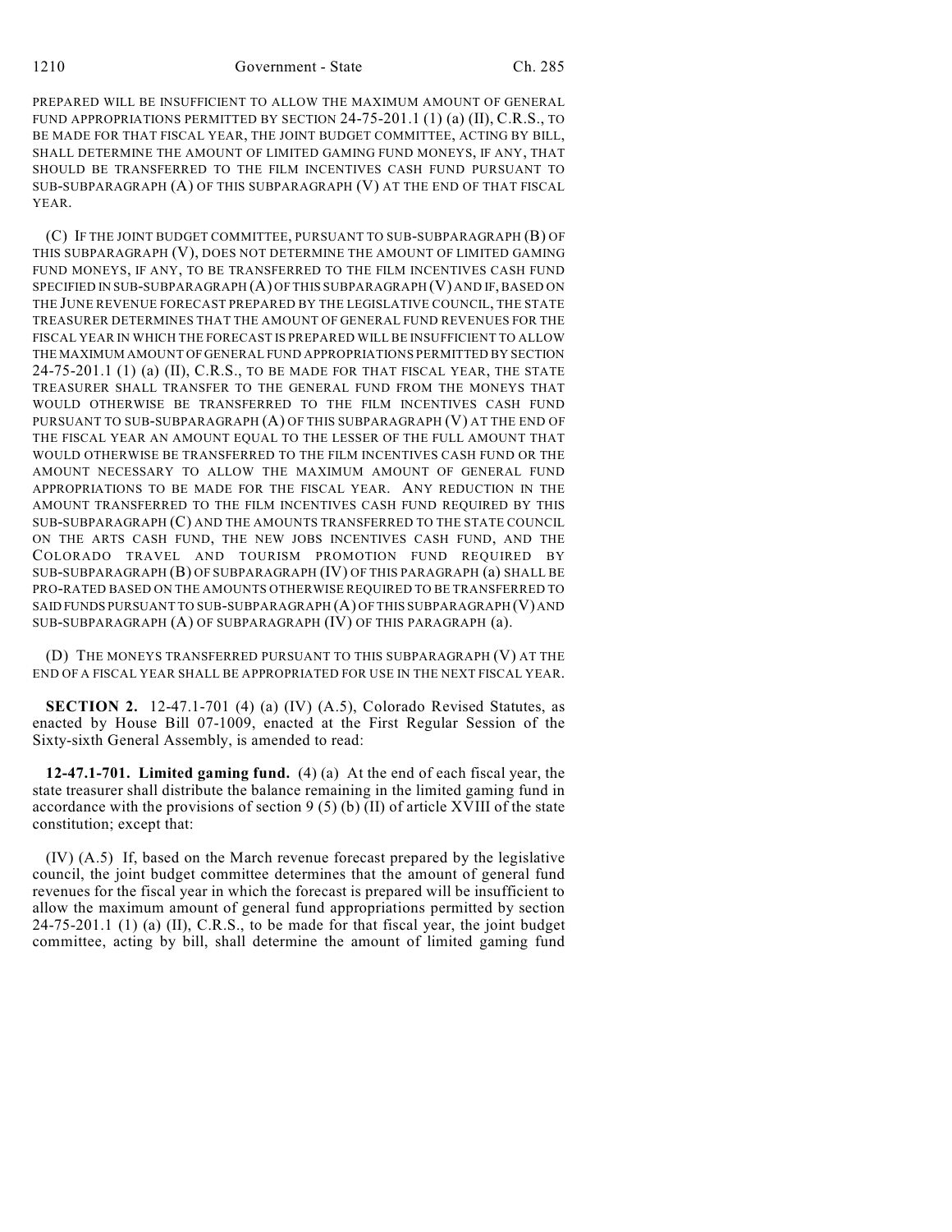PREPARED WILL BE INSUFFICIENT TO ALLOW THE MAXIMUM AMOUNT OF GENERAL FUND APPROPRIATIONS PERMITTED BY SECTION 24-75-201.1 (1) (a) (II), C.R.S., TO BE MADE FOR THAT FISCAL YEAR, THE JOINT BUDGET COMMITTEE, ACTING BY BILL, SHALL DETERMINE THE AMOUNT OF LIMITED GAMING FUND MONEYS, IF ANY, THAT SHOULD BE TRANSFERRED TO THE FILM INCENTIVES CASH FUND PURSUANT TO SUB-SUBPARAGRAPH (A) OF THIS SUBPARAGRAPH (V) AT THE END OF THAT FISCAL YEAR.

(C) IF THE JOINT BUDGET COMMITTEE, PURSUANT TO SUB-SUBPARAGRAPH (B) OF THIS SUBPARAGRAPH (V), DOES NOT DETERMINE THE AMOUNT OF LIMITED GAMING FUND MONEYS, IF ANY, TO BE TRANSFERRED TO THE FILM INCENTIVES CASH FUND SPECIFIED IN SUB-SUBPARAGRAPH (A) OF THIS SUBPARAGRAPH (V) AND IF, BASED ON THE JUNE REVENUE FORECAST PREPARED BY THE LEGISLATIVE COUNCIL, THE STATE TREASURER DETERMINES THAT THE AMOUNT OF GENERAL FUND REVENUES FOR THE FISCAL YEAR IN WHICH THE FORECAST IS PREPARED WILL BE INSUFFICIENT TO ALLOW THE MAXIMUM AMOUNT OF GENERAL FUND APPROPRIATIONS PERMITTED BY SECTION 24-75-201.1 (1) (a) (II), C.R.S., TO BE MADE FOR THAT FISCAL YEAR, THE STATE TREASURER SHALL TRANSFER TO THE GENERAL FUND FROM THE MONEYS THAT WOULD OTHERWISE BE TRANSFERRED TO THE FILM INCENTIVES CASH FUND PURSUANT TO SUB-SUBPARAGRAPH (A) OF THIS SUBPARAGRAPH (V) AT THE END OF THE FISCAL YEAR AN AMOUNT EQUAL TO THE LESSER OF THE FULL AMOUNT THAT WOULD OTHERWISE BE TRANSFERRED TO THE FILM INCENTIVES CASH FUND OR THE AMOUNT NECESSARY TO ALLOW THE MAXIMUM AMOUNT OF GENERAL FUND APPROPRIATIONS TO BE MADE FOR THE FISCAL YEAR. ANY REDUCTION IN THE AMOUNT TRANSFERRED TO THE FILM INCENTIVES CASH FUND REQUIRED BY THIS SUB-SUBPARAGRAPH (C) AND THE AMOUNTS TRANSFERRED TO THE STATE COUNCIL ON THE ARTS CASH FUND, THE NEW JOBS INCENTIVES CASH FUND, AND THE COLORADO TRAVEL AND TOURISM PROMOTION FUND REQUIRED BY SUB-SUBPARAGRAPH (B) OF SUBPARAGRAPH (IV) OF THIS PARAGRAPH (a) SHALL BE PRO-RATED BASED ON THE AMOUNTS OTHERWISE REQUIRED TO BE TRANSFERRED TO SAID FUNDS PURSUANT TO SUB-SUBPARAGRAPH (A) OF THIS SUBPARAGRAPH (V) AND SUB-SUBPARAGRAPH (A) OF SUBPARAGRAPH (IV) OF THIS PARAGRAPH (a).

(D) THE MONEYS TRANSFERRED PURSUANT TO THIS SUBPARAGRAPH (V) AT THE END OF A FISCAL YEAR SHALL BE APPROPRIATED FOR USE IN THE NEXT FISCAL YEAR.

**SECTION 2.** 12-47.1-701 (4) (a) (IV) (A.5), Colorado Revised Statutes, as enacted by House Bill 07-1009, enacted at the First Regular Session of the Sixty-sixth General Assembly, is amended to read:

**12-47.1-701. Limited gaming fund.** (4) (a) At the end of each fiscal year, the state treasurer shall distribute the balance remaining in the limited gaming fund in accordance with the provisions of section 9 (5) (b) (II) of article XVIII of the state constitution; except that:

(IV) (A.5) If, based on the March revenue forecast prepared by the legislative council, the joint budget committee determines that the amount of general fund revenues for the fiscal year in which the forecast is prepared will be insufficient to allow the maximum amount of general fund appropriations permitted by section 24-75-201.1 (1) (a) (II), C.R.S., to be made for that fiscal year, the joint budget committee, acting by bill, shall determine the amount of limited gaming fund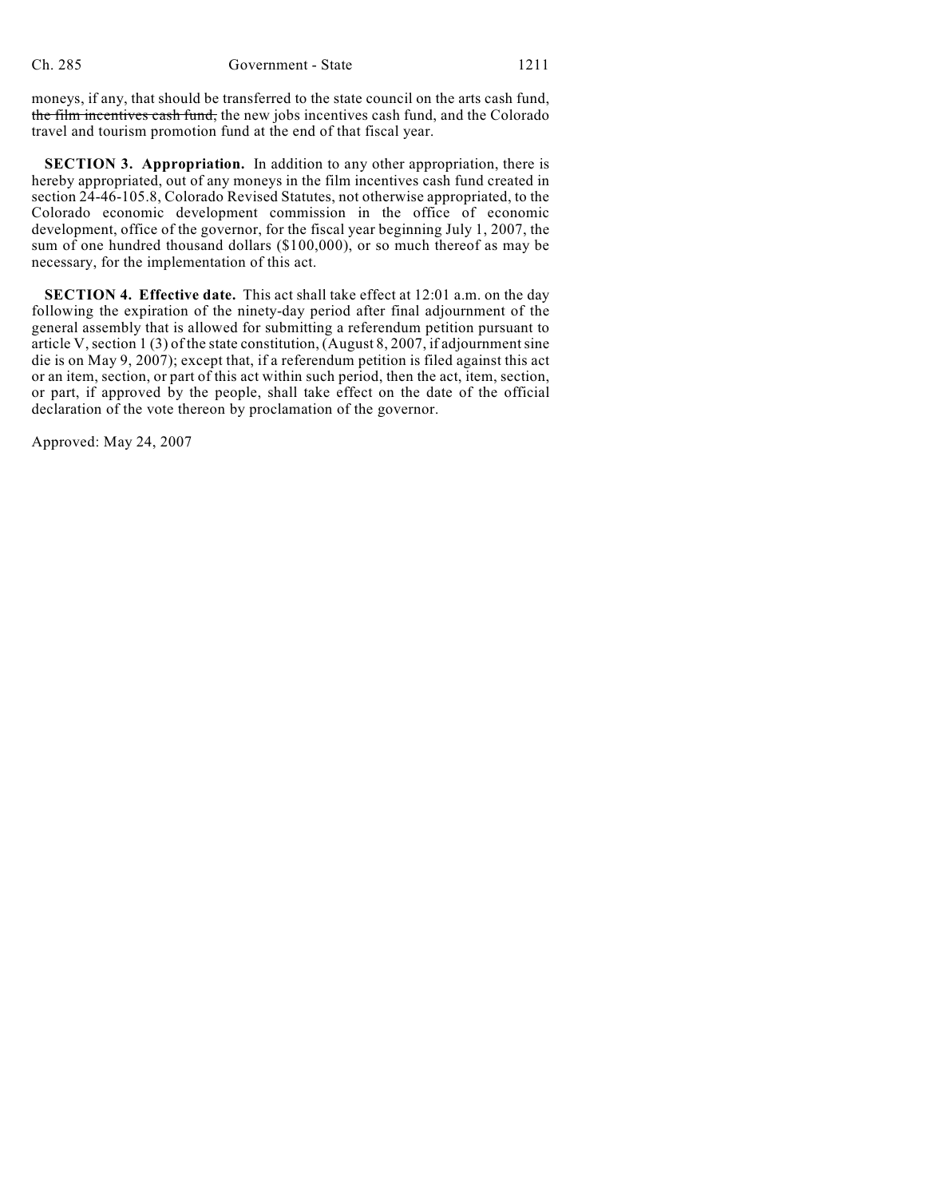moneys, if any, that should be transferred to the state council on the arts cash fund, ~~the film incentives cash fund,~~ the new jobs incentives cash fund, and the Colorado travel and tourism promotion fund at the end of that fiscal year.

**SECTION 3. Appropriation.** In addition to any other appropriation, there is hereby appropriated, out of any moneys in the film incentives cash fund created in section 24-46-105.8, Colorado Revised Statutes, not otherwise appropriated, to the Colorado economic development commission in the office of economic development, office of the governor, for the fiscal year beginning July 1, 2007, the sum of one hundred thousand dollars ($100,000), or so much thereof as may be necessary, for the implementation of this act.

**SECTION 4. Effective date.** This act shall take effect at 12:01 a.m. on the day following the expiration of the ninety-day period after final adjournment of the general assembly that is allowed for submitting a referendum petition pursuant to article V, section 1 (3) of the state constitution, (August 8, 2007, if adjournment sine die is on May 9, 2007); except that, if a referendum petition is filed against this act or an item, section, or part of this act within such period, then the act, item, section, or part, if approved by the people, shall take effect on the date of the official declaration of the vote thereon by proclamation of the governor.

Approved: May 24, 2007